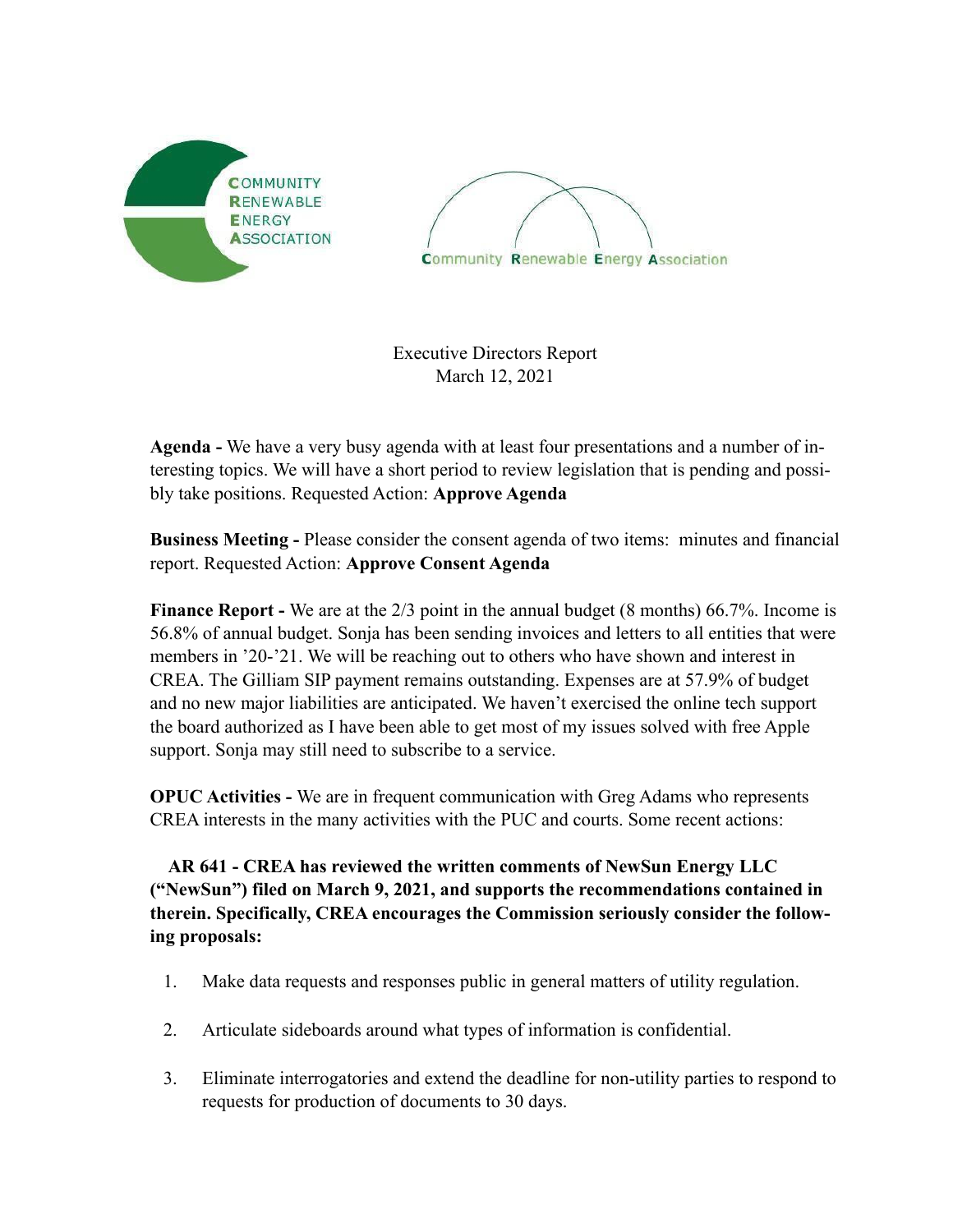Executive Directors Report
March 12, 2021

**Agenda -** We have a very busy agenda with at least four presentations and a number of interesting topics. We will have a short period to review legislation that is pending and possibly take positions. Requested Action: **Approve Agenda**

**Business Meeting -** Please consider the consent agenda of two items: minutes and financial report. Requested Action: **Approve Consent Agenda**

**Finance Report -** We are at the 2/3 point in the annual budget (8 months) 66.7%. Income is 56.8% of annual budget. Sonja has been sending invoices and letters to all entities that were members in '20-'21. We will be reaching out to others who have shown and interest in CREA. The Gilliam SIP payment remains outstanding. Expenses are at 57.9% of budget and no new major liabilities are anticipated. We haven't exercised the online tech support the board authorized as I have been able to get most of my issues solved with free Apple support. Sonja may still need to subscribe to a service.

**OPUC Activities -** We are in frequent communication with Greg Adams who represents CREA interests in the many activities with the PUC and courts. Some recent actions:

**AR 641 - CREA has reviewed the written comments of NewSun Energy LLC ("NewSun") filed on March 9, 2021, and supports the recommendations contained in therein. Specifically, CREA encourages the Commission seriously consider the following proposals:**

1. Make data requests and responses public in general matters of utility regulation.
2. Articulate sideboards around what types of information is confidential.
3. Eliminate interrogatories and extend the deadline for non-utility parties to respond to requests for production of documents to 30 days.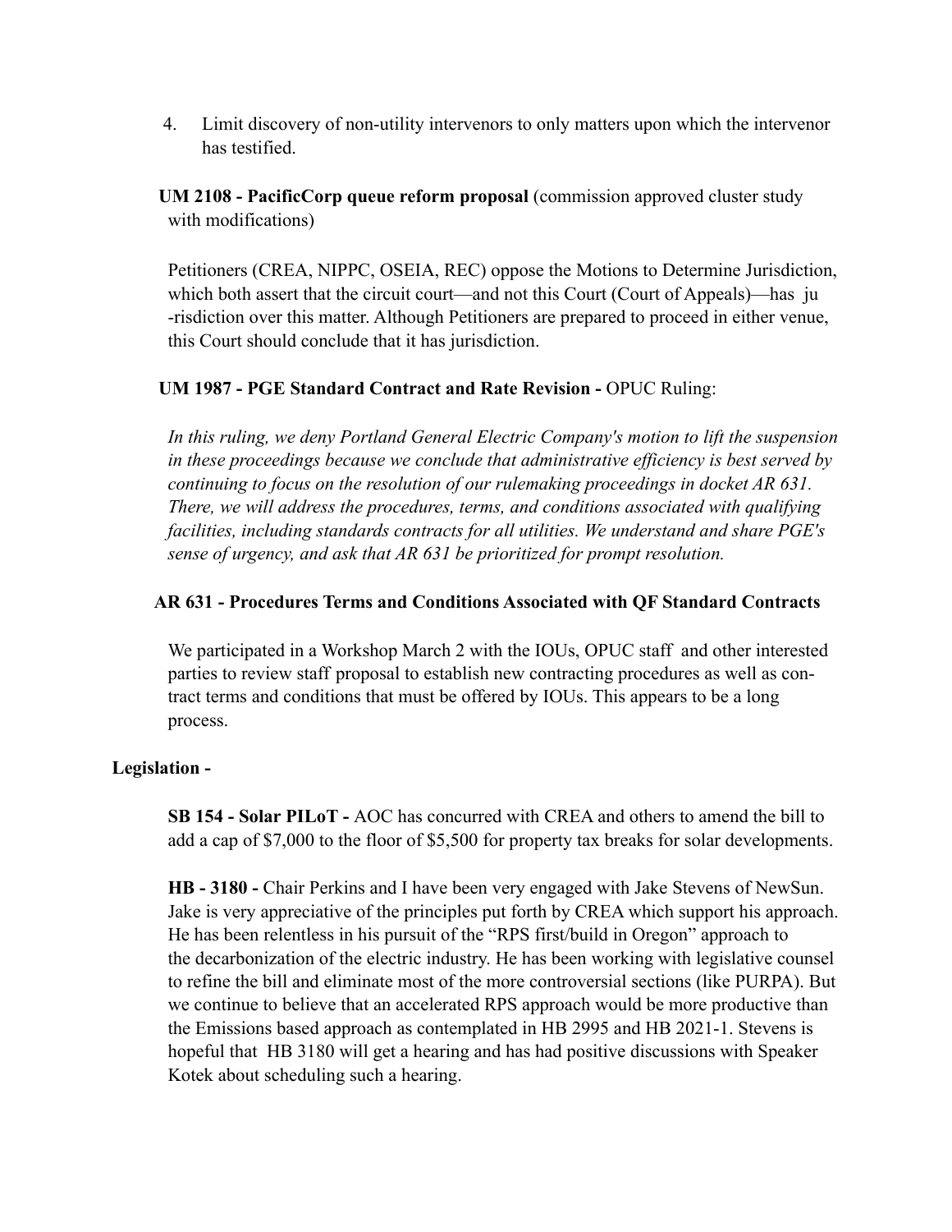4. Limit discovery of non-utility intervenors to only matters upon which the intervenor has testified.

**UM 2108 - PacificCorp queue reform proposal** (commission approved cluster study with modifications)

Petitioners (CREA, NIPPC, OSEIA, REC) oppose the Motions to Determine Jurisdiction, which both assert that the circuit court—and not this Court (Court of Appeals)—has ju -risdiction over this matter. Although Petitioners are prepared to proceed in either venue, this Court should conclude that it has jurisdiction.

**UM 1987 - PGE Standard Contract and Rate Revision -** OPUC Ruling:

*In this ruling, we deny Portland General Electric Company's motion to lift the suspension in these proceedings because we conclude that administrative efficiency is best served by continuing to focus on the resolution of our rulemaking proceedings in docket AR 631. There, we will address the procedures, terms, and conditions associated with qualifying facilities, including standards contracts for all utilities. We understand and share PGE's sense of urgency, and ask that AR 631 be prioritized for prompt resolution.*

**AR 631 - Procedures Terms and Conditions Associated with QF Standard Contracts**

We participated in a Workshop March 2 with the IOUs, OPUC staff and other interested parties to review staff proposal to establish new contracting procedures as well as contract terms and conditions that must be offered by IOUs. This appears to be a long process.

**Legislation -**

**SB 154 - Solar PILoT -** AOC has concurred with CREA and others to amend the bill to add a cap of $7,000 to the floor of $5,500 for property tax breaks for solar developments.

**HB - 3180 -** Chair Perkins and I have been very engaged with Jake Stevens of NewSun. Jake is very appreciative of the principles put forth by CREA which support his approach. He has been relentless in his pursuit of the "RPS first/build in Oregon" approach to the decarbonization of the electric industry. He has been working with legislative counsel to refine the bill and eliminate most of the more controversial sections (like PURPA). But we continue to believe that an accelerated RPS approach would be more productive than the Emissions based approach as contemplated in HB 2995 and HB 2021-1. Stevens is hopeful that HB 3180 will get a hearing and has had positive discussions with Speaker Kotek about scheduling such a hearing.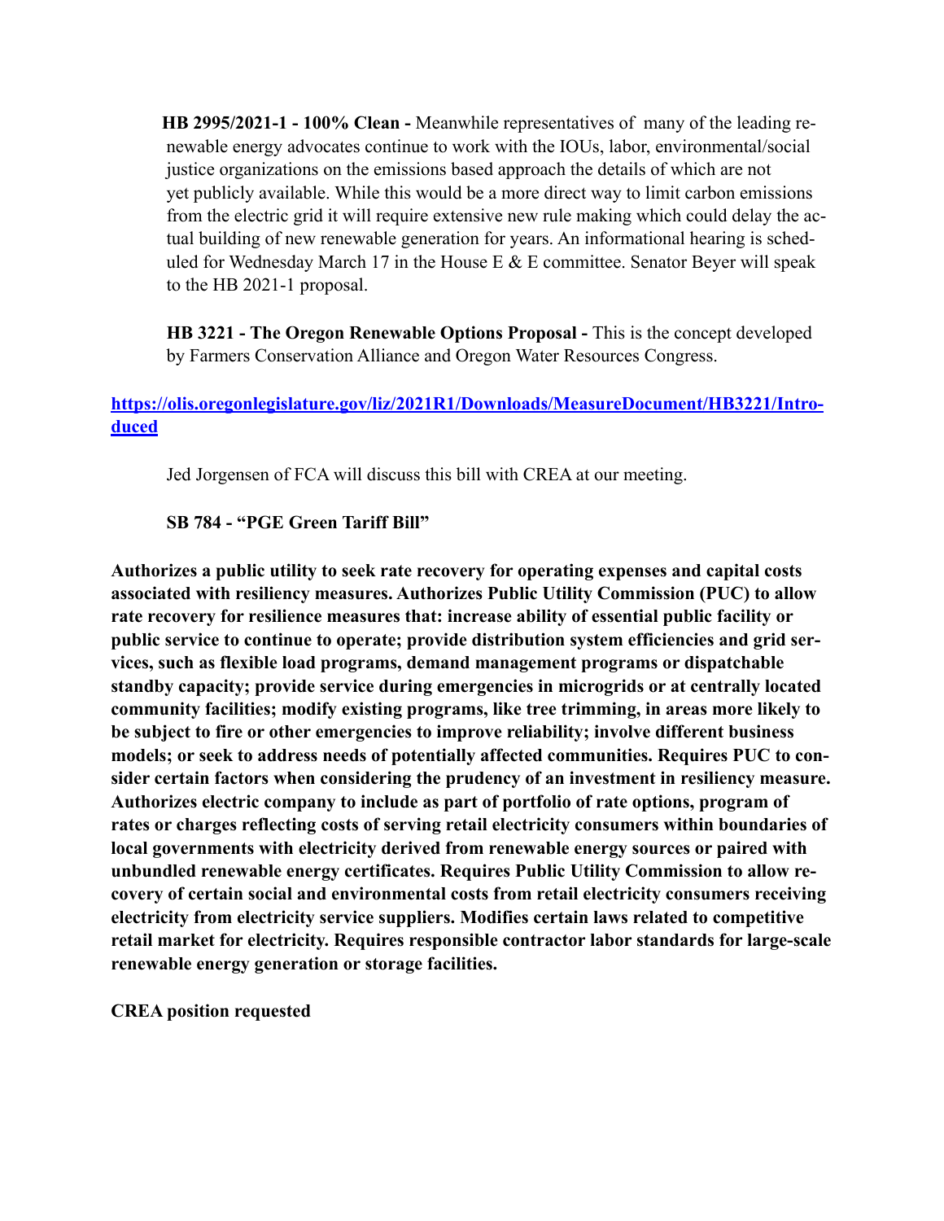**HB 2995/2021-1 - 100% Clean -** Meanwhile representatives of many of the leading renewable energy advocates continue to work with the IOUs, labor, environmental/social justice organizations on the emissions based approach the details of which are not yet publicly available. While this would be a more direct way to limit carbon emissions from the electric grid it will require extensive new rule making which could delay the actual building of new renewable generation for years. An informational hearing is scheduled for Wednesday March 17 in the House E & E committee. Senator Beyer will speak to the HB 2021-1 proposal.

**HB 3221 - The Oregon Renewable Options Proposal -** This is the concept developed by Farmers Conservation Alliance and Oregon Water Resources Congress.

**https://olis.oregonlegislature.gov/liz/2021R1/Downloads/MeasureDocument/HB3221/Introduced**

Jed Jorgensen of FCA will discuss this bill with CREA at our meeting.

**SB 784 - "PGE Green Tariff Bill"**

**Authorizes a public utility to seek rate recovery for operating expenses and capital costs associated with resiliency measures. Authorizes Public Utility Commission (PUC) to allow rate recovery for resilience measures that: increase ability of essential public facility or public service to continue to operate; provide distribution system efficiencies and grid services, such as flexible load programs, demand management programs or dispatchable standby capacity; provide service during emergencies in microgrids or at centrally located community facilities; modify existing programs, like tree trimming, in areas more likely to be subject to fire or other emergencies to improve reliability; involve different business models; or seek to address needs of potentially affected communities. Requires PUC to consider certain factors when considering the prudency of an investment in resiliency measure. Authorizes electric company to include as part of portfolio of rate options, program of rates or charges reflecting costs of serving retail electricity consumers within boundaries of local governments with electricity derived from renewable energy sources or paired with unbundled renewable energy certificates. Requires Public Utility Commission to allow recovery of certain social and environmental costs from retail electricity consumers receiving electricity from electricity service suppliers. Modifies certain laws related to competitive retail market for electricity. Requires responsible contractor labor standards for large-scale renewable energy generation or storage facilities.**

**CREA position requested**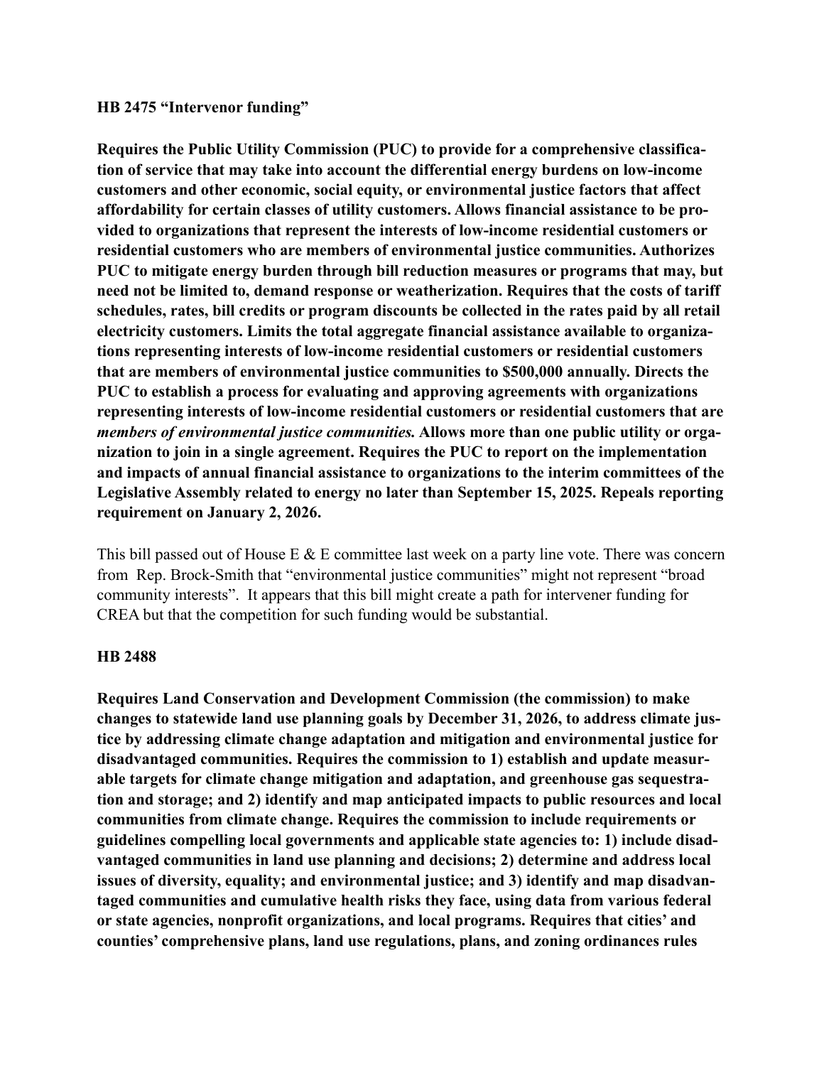**HB 2475 "Intervenor funding"**

**Requires the Public Utility Commission (PUC) to provide for a comprehensive classification of service that may take into account the differential energy burdens on low-income customers and other economic, social equity, or environmental justice factors that affect affordability for certain classes of utility customers. Allows financial assistance to be provided to organizations that represent the interests of low-income residential customers or residential customers who are members of environmental justice communities. Authorizes PUC to mitigate energy burden through bill reduction measures or programs that may, but need not be limited to, demand response or weatherization. Requires that the costs of tariff schedules, rates, bill credits or program discounts be collected in the rates paid by all retail electricity customers. Limits the total aggregate financial assistance available to organizations representing interests of low-income residential customers or residential customers that are members of environmental justice communities to $500,000 annually. Directs the PUC to establish a process for evaluating and approving agreements with organizations representing interests of low-income residential customers or residential customers that are *members of environmental justice communities.* Allows more than one public utility or organization to join in a single agreement. Requires the PUC to report on the implementation and impacts of annual financial assistance to organizations to the interim committees of the Legislative Assembly related to energy no later than September 15, 2025. Repeals reporting requirement on January 2, 2026.**

This bill passed out of House E & E committee last week on a party line vote. There was concern from Rep. Brock-Smith that "environmental justice communities" might not represent "broad community interests". It appears that this bill might create a path for intervener funding for CREA but that the competition for such funding would be substantial.

**HB 2488**

**Requires Land Conservation and Development Commission (the commission) to make changes to statewide land use planning goals by December 31, 2026, to address climate justice by addressing climate change adaptation and mitigation and environmental justice for disadvantaged communities. Requires the commission to 1) establish and update measurable targets for climate change mitigation and adaptation, and greenhouse gas sequestration and storage; and 2) identify and map anticipated impacts to public resources and local communities from climate change. Requires the commission to include requirements or guidelines compelling local governments and applicable state agencies to: 1) include disadvantaged communities in land use planning and decisions; 2) determine and address local issues of diversity, equality; and environmental justice; and 3) identify and map disadvantaged communities and cumulative health risks they face, using data from various federal or state agencies, nonprofit organizations, and local programs. Requires that cities' and counties' comprehensive plans, land use regulations, plans, and zoning ordinances rules**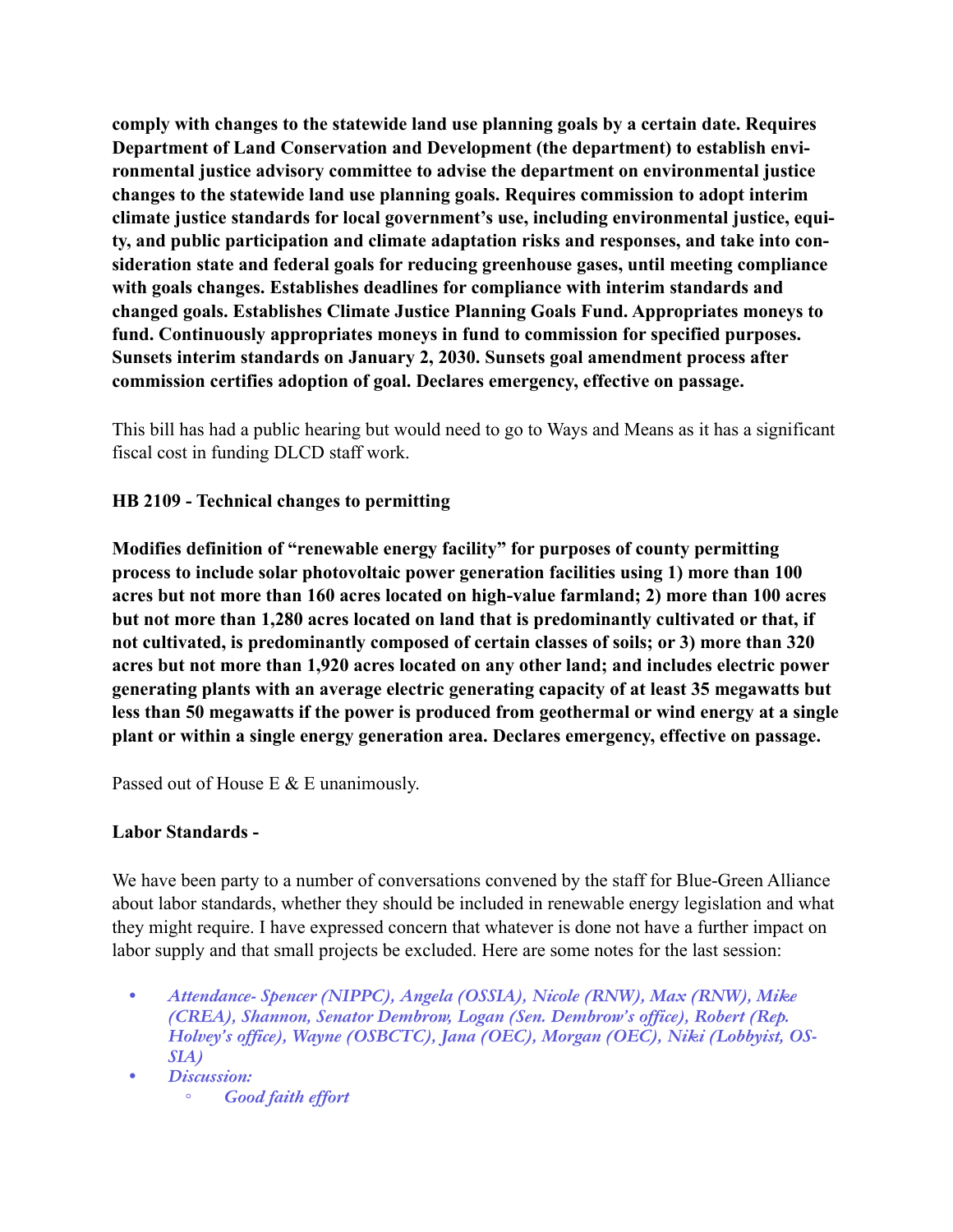**comply with changes to the statewide land use planning goals by a certain date. Requires Department of Land Conservation and Development (the department) to establish environmental justice advisory committee to advise the department on environmental justice changes to the statewide land use planning goals. Requires commission to adopt interim climate justice standards for local government's use, including environmental justice, equity, and public participation and climate adaptation risks and responses, and take into consideration state and federal goals for reducing greenhouse gases, until meeting compliance with goals changes. Establishes deadlines for compliance with interim standards and changed goals. Establishes Climate Justice Planning Goals Fund. Appropriates moneys to fund. Continuously appropriates moneys in fund to commission for specified purposes. Sunsets interim standards on January 2, 2030. Sunsets goal amendment process after commission certifies adoption of goal. Declares emergency, effective on passage.**

This bill has had a public hearing but would need to go to Ways and Means as it has a significant fiscal cost in funding DLCD staff work.

**HB 2109 - Technical changes to permitting**

**Modifies definition of "renewable energy facility" for purposes of county permitting process to include solar photovoltaic power generation facilities using 1) more than 100 acres but not more than 160 acres located on high-value farmland; 2) more than 100 acres but not more than 1,280 acres located on land that is predominantly cultivated or that, if not cultivated, is predominantly composed of certain classes of soils; or 3) more than 320 acres but not more than 1,920 acres located on any other land; and includes electric power generating plants with an average electric generating capacity of at least 35 megawatts but less than 50 megawatts if the power is produced from geothermal or wind energy at a single plant or within a single energy generation area. Declares emergency, effective on passage.**

Passed out of House E & E unanimously.

**Labor Standards -**

We have been party to a number of conversations convened by the staff for Blue-Green Alliance about labor standards, whether they should be included in renewable energy legislation and what they might require. I have expressed concern that whatever is done not have a further impact on labor supply and that small projects be excluded. Here are some notes for the last session:

- *Attendance- Spencer (NIPPC), Angela (OSSIA), Nicole (RNW), Max (RNW), Mike (CREA), Shannon, Senator Dembrow, Logan (Sen. Dembrow's office), Robert (Rep. Holvey's office), Wayne (OSBCTC), Jana (OEC), Morgan (OEC), Niki (Lobbyist, OSSIA)*
- *Discussion:*
    - *Good faith effort*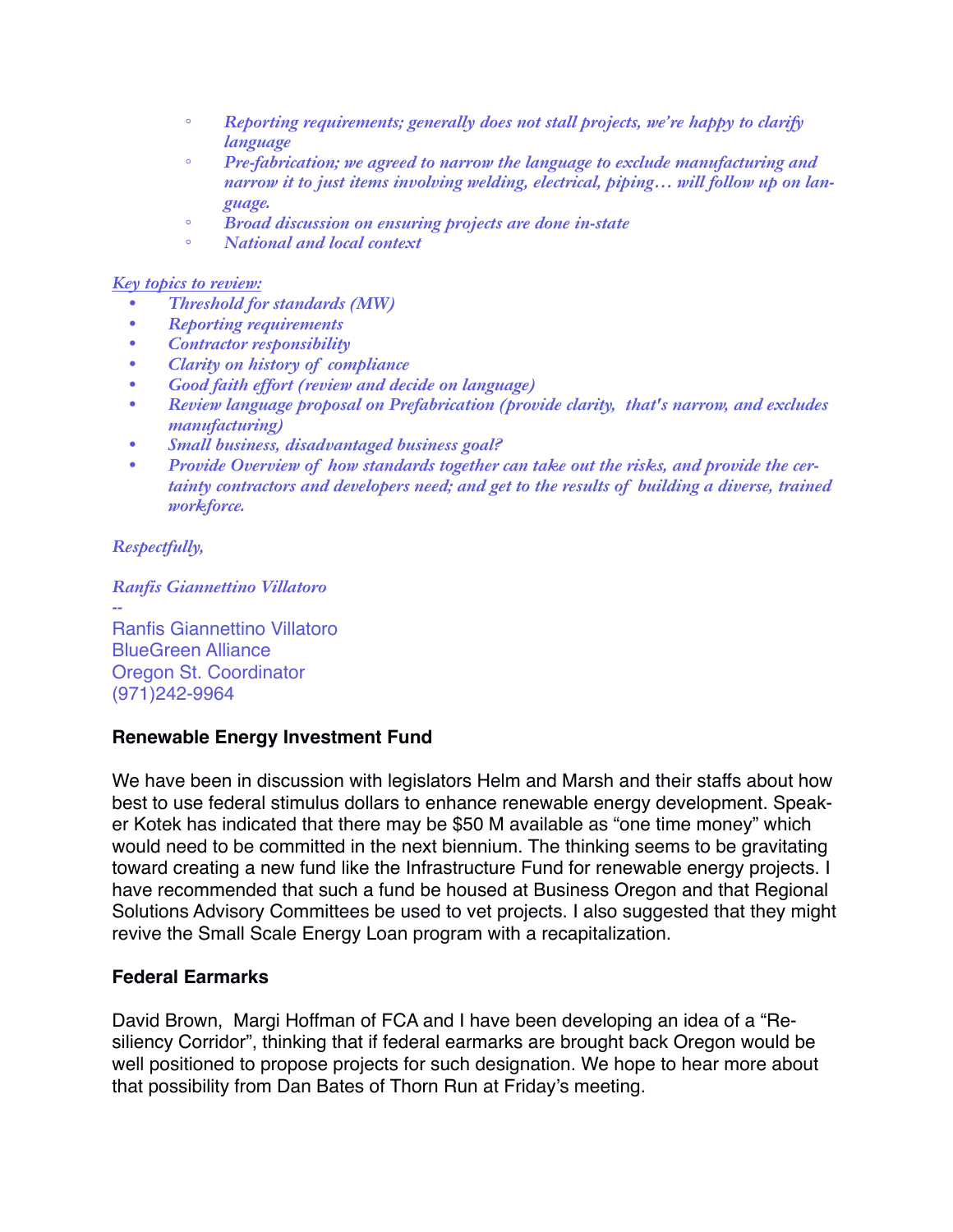- *Reporting requirements; generally does not stall projects, we're happy to clarify language*
  - *Pre-fabrication; we agreed to narrow the language to exclude manufacturing and narrow it to just items involving welding, electrical, piping… will follow up on language.*
  - *Broad discussion on ensuring projects are done in-state*
  - *National and local context*

*Key topics to review:*

- *Threshold for standards (MW)*
- *Reporting requirements*
- *Contractor responsibility*
- *Clarity on history of compliance*
- *Good faith effort (review and decide on language)*
- *Review language proposal on Prefabrication (provide clarity, that's narrow, and excludes manufacturing)*
- *Small business, disadvantaged business goal?*
- *Provide Overview of how standards together can take out the risks, and provide the certainty contractors and developers need; and get to the results of building a diverse, trained workforce.*

*Respectfully,*

*Ranfis Giannettino Villatoro*

*--*

Ranfis Giannettino Villatoro
BlueGreen Alliance
Oregon St. Coordinator
(971)242-9964

**Renewable Energy Investment Fund**

We have been in discussion with legislators Helm and Marsh and their staffs about how best to use federal stimulus dollars to enhance renewable energy development. Speaker Kotek has indicated that there may be $50 M available as "one time money" which would need to be committed in the next biennium. The thinking seems to be gravitating toward creating a new fund like the Infrastructure Fund for renewable energy projects. I have recommended that such a fund be housed at Business Oregon and that Regional Solutions Advisory Committees be used to vet projects. I also suggested that they might revive the Small Scale Energy Loan program with a recapitalization.

**Federal Earmarks**

David Brown, Margi Hoffman of FCA and I have been developing an idea of a "Resiliency Corridor", thinking that if federal earmarks are brought back Oregon would be well positioned to propose projects for such designation. We hope to hear more about that possibility from Dan Bates of Thorn Run at Friday's meeting.